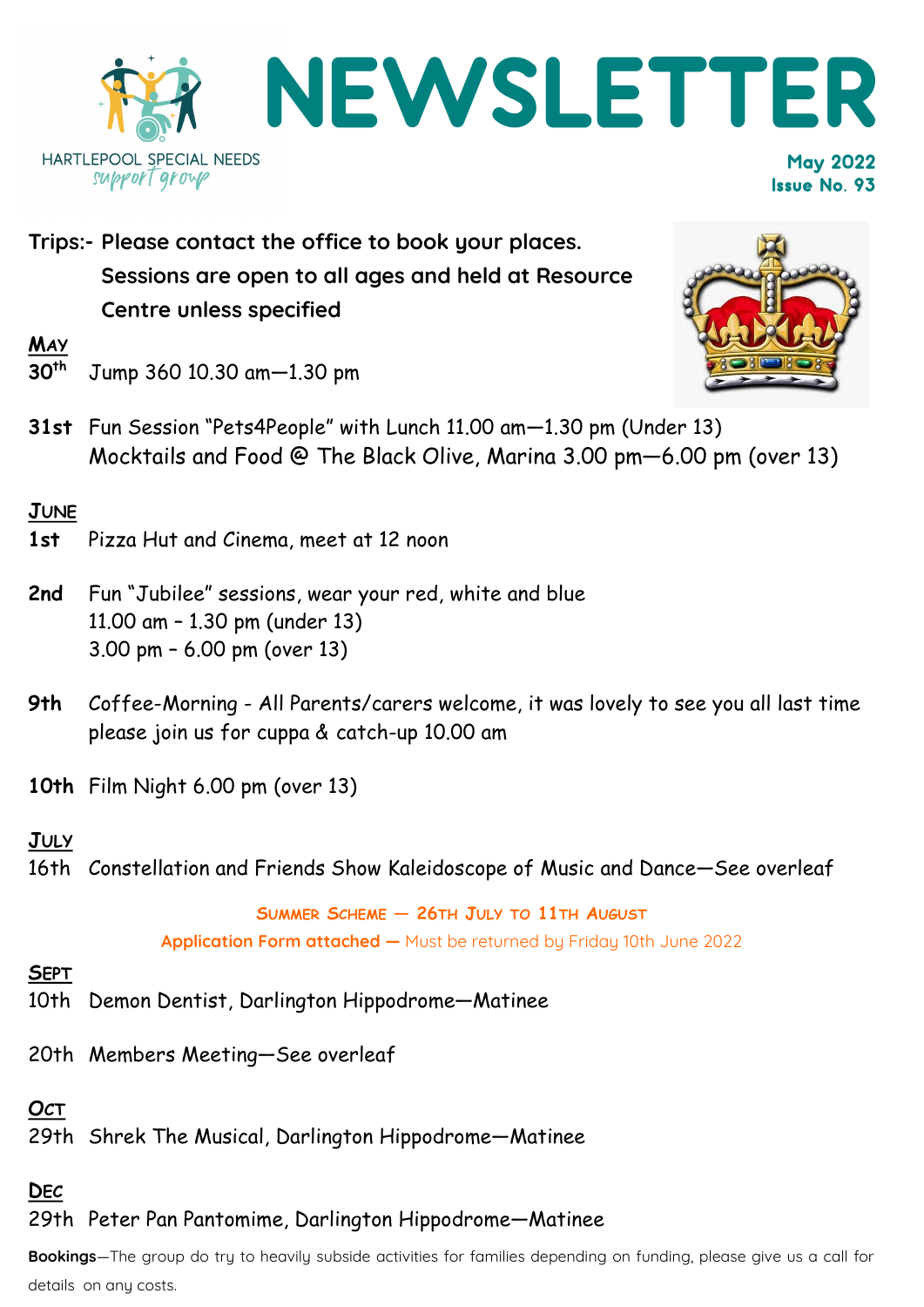HARTLEPOOL SPECIAL NEEDS
*support group*

# NEWSLETTER

**May 2022**
**Issue No. 93**

**Trips:- Please contact the office to book your places. Sessions are open to all ages and held at Resource Centre unless specified**

## MAY

**30th** Jump 360 10.30 am—1.30 pm

**31st** Fun Session "Pets4People" with Lunch 11.00 am—1.30 pm (Under 13)
Mocktails and Food @ The Black Olive, Marina 3.00 pm—6.00 pm (over 13)

## JUNE

**1st** Pizza Hut and Cinema, meet at 12 noon

**2nd** Fun "Jubilee" sessions, wear your red, white and blue
11.00 am - 1.30 pm (under 13)
3.00 pm - 6.00 pm (over 13)

**9th** Coffee-Morning - All Parents/carers welcome, it was lovely to see you all last time please join us for cuppa & catch-up 10.00 am

**10th** Film Night 6.00 pm (over 13)

## JULY

16th Constellation and Friends Show Kaleidoscope of Music and Dance—See overleaf

**SUMMER SCHEME — 26TH JULY TO 11TH AUGUST**

**Application Form attached —** Must be returned by Friday 10th June 2022

## SEPT

10th Demon Dentist, Darlington Hippodrome—Matinee

20th Members Meeting—See overleaf

## OCT

29th Shrek The Musical, Darlington Hippodrome—Matinee

## DEC

29th Peter Pan Pantomime, Darlington Hippodrome—Matinee

**Bookings**—The group do try to heavily subside activities for families depending on funding, please give us a call for details on any costs.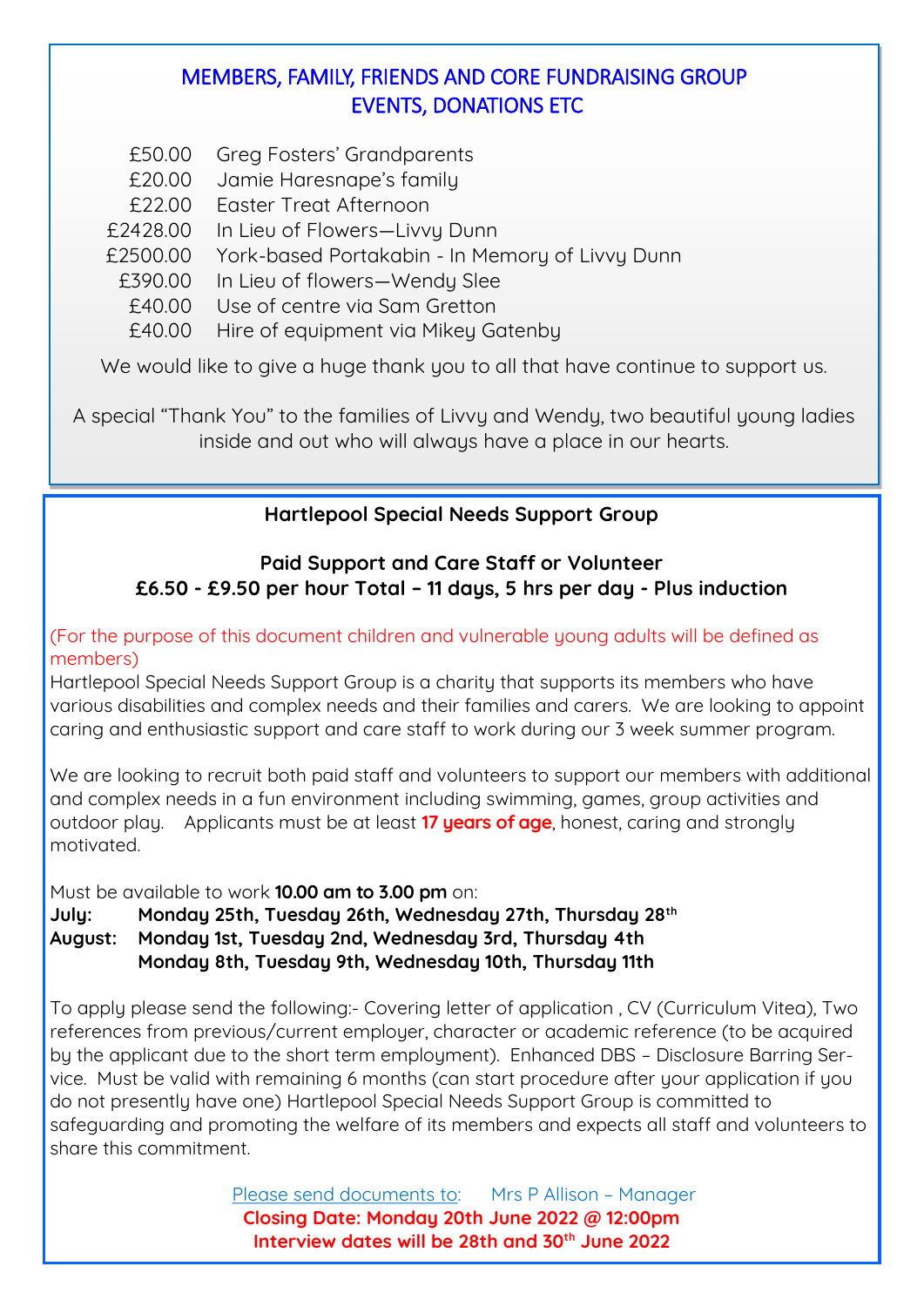## MEMBERS, FAMILY, FRIENDS AND CORE FUNDRAISING GROUP EVENTS, DONATIONS ETC

| | |
|---|---|
| £50.00 | Greg Fosters' Grandparents |
| £20.00 | Jamie Haresnape's family |
| £22.00 | Easter Treat Afternoon |
| £2428.00 | In Lieu of Flowers—Livvy Dunn |
| £2500.00 | York-based Portakabin - In Memory of Livvy Dunn |
| £390.00 | In Lieu of flowers—Wendy Slee |
| £40.00 | Use of centre via Sam Gretton |
| £40.00 | Hire of equipment via Mikey Gatenby |

We would like to give a huge thank you to all that have continue to support us.

A special "Thank You" to the families of Livvy and Wendy, two beautiful young ladies inside and out who will always have a place in our hearts.

## Hartlepool Special Needs Support Group

**Paid Support and Care Staff or Volunteer**
**£6.50 - £9.50 per hour Total – 11 days, 5 hrs per day - Plus induction**

(For the purpose of this document children and vulnerable young adults will be defined as members)

Hartlepool Special Needs Support Group is a charity that supports its members who have various disabilities and complex needs and their families and carers. We are looking to appoint caring and enthusiastic support and care staff to work during our 3 week summer program.

We are looking to recruit both paid staff and volunteers to support our members with additional and complex needs in a fun environment including swimming, games, group activities and outdoor play. Applicants must be at least **17 years of age**, honest, caring and strongly motivated.

Must be available to work **10.00 am to 3.00 pm** on:

**July:** **Monday 25th, Tuesday 26th, Wednesday 27th, Thursday 28th**
**August:** **Monday 1st, Tuesday 2nd, Wednesday 3rd, Thursday 4th**
**Monday 8th, Tuesday 9th, Wednesday 10th, Thursday 11th**

To apply please send the following:- Covering letter of application , CV (Curriculum Vitea), Two references from previous/current employer, character or academic reference (to be acquired by the applicant due to the short term employment). Enhanced DBS – Disclosure Barring Service. Must be valid with remaining 6 months (can start procedure after your application if you do not presently have one) Hartlepool Special Needs Support Group is committed to safeguarding and promoting the welfare of its members and expects all staff and volunteers to share this commitment.

Please send documents to: Mrs P Allison – Manager

**Closing Date: Monday 20th June 2022 @ 12:00pm**
**Interview dates will be 28th and 30th June 2022**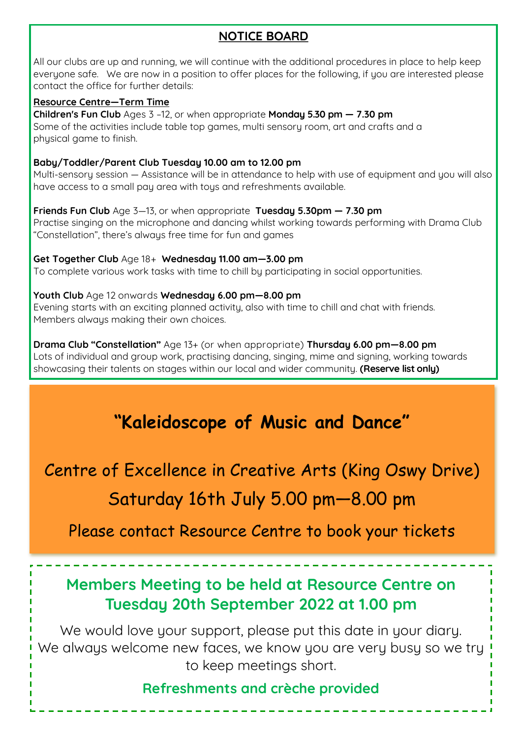## NOTICE BOARD

All our clubs are up and running, we will continue with the additional procedures in place to help keep everyone safe. We are now in a position to offer places for the following, if you are interested please contact the office for further details:

**Resource Centre—Term Time**

**Children's Fun Club** Ages 3 –12, or when appropriate **Monday 5.30 pm — 7.30 pm**
Some of the activities include table top games, multi sensory room, art and crafts and a physical game to finish.

**Baby/Toddler/Parent Club Tuesday 10.00 am to 12.00 pm**
Multi-sensory session — Assistance will be in attendance to help with use of equipment and you will also have access to a small pay area with toys and refreshments available.

**Friends Fun Club** Age 3—13, or when appropriate **Tuesday 5.30pm — 7.30 pm**
Practise singing on the microphone and dancing whilst working towards performing with Drama Club "Constellation", there's always free time for fun and games

**Get Together Club** Age 18+ **Wednesday 11.00 am—3.00 pm**
To complete various work tasks with time to chill by participating in social opportunities.

**Youth Club** Age 12 onwards **Wednesday 6.00 pm—8.00 pm**
Evening starts with an exciting planned activity, also with time to chill and chat with friends. Members always making their own choices.

**Drama Club "Constellation"** Age 13+ (or when appropriate) **Thursday 6.00 pm—8.00 pm**
Lots of individual and group work, practising dancing, singing, mime and signing, working towards showcasing their talents on stages within our local and wider community. **(Reserve list only)**

## "Kaleidoscope of Music and Dance"

Centre of Excellence in Creative Arts (King Oswy Drive)

Saturday 16th July 5.00 pm—8.00 pm

Please contact Resource Centre to book your tickets

## Members Meeting to be held at Resource Centre on Tuesday 20th September 2022 at 1.00 pm

We would love your support, please put this date in your diary. We always welcome new faces, we know you are very busy so we try to keep meetings short.

**Refreshments and crèche provided**